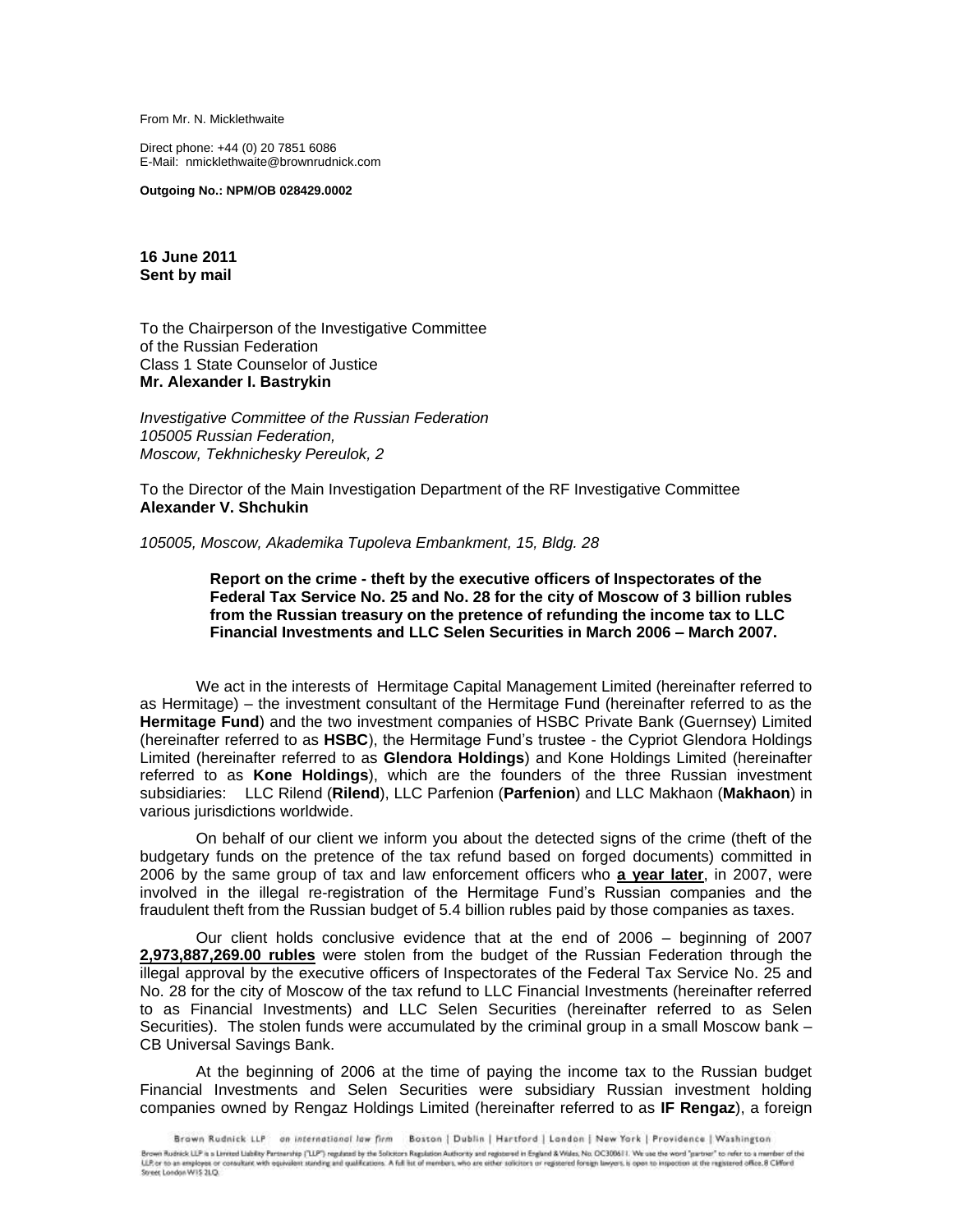From Mr. N. Micklethwaite

Direct phone: +44 (0) 20 7851 6086
E-Mail: nmicklethwaite@brownrudnick.com

**Outgoing No.: NPM/OB 028429.0002**

**16 June 2011**
**Sent by mail**

To the Chairperson of the Investigative Committee
of the Russian Federation
Class 1 State Counselor of Justice
**Mr. Alexander I. Bastrykin**

*Investigative Committee of the Russian Federation*
*105005 Russian Federation,*
*Moscow, Tekhnichesky Pereulok, 2*

To the Director of the Main Investigation Department of the RF Investigative Committee
**Alexander V. Shchukin**

*105005, Moscow, Akademika Tupoleva Embankment, 15, Bldg. 28*

**Report on the crime - theft by the executive officers of Inspectorates of the Federal Tax Service No. 25 and No. 28 for the city of Moscow of 3 billion rubles from the Russian treasury on the pretence of refunding the income tax to LLC Financial Investments and LLC Selen Securities in March 2006 – March 2007.**

We act in the interests of Hermitage Capital Management Limited (hereinafter referred to as Hermitage) – the investment consultant of the Hermitage Fund (hereinafter referred to as the **Hermitage Fund**) and the two investment companies of HSBC Private Bank (Guernsey) Limited (hereinafter referred to as **HSBC**), the Hermitage Fund's trustee - the Cypriot Glendora Holdings Limited (hereinafter referred to as **Glendora Holdings**) and Kone Holdings Limited (hereinafter referred to as **Kone Holdings**), which are the founders of the three Russian investment subsidiaries: LLC Rilend (**Rilend**), LLC Parfenion (**Parfenion**) and LLC Makhaon (**Makhaon**) in various jurisdictions worldwide.

On behalf of our client we inform you about the detected signs of the crime (theft of the budgetary funds on the pretence of the tax refund based on forged documents) committed in 2006 by the same group of tax and law enforcement officers who **a year later**, in 2007, were involved in the illegal re-registration of the Hermitage Fund's Russian companies and the fraudulent theft from the Russian budget of 5.4 billion rubles paid by those companies as taxes.

Our client holds conclusive evidence that at the end of 2006 – beginning of 2007 **2,973,887,269.00 rubles** were stolen from the budget of the Russian Federation through the illegal approval by the executive officers of Inspectorates of the Federal Tax Service No. 25 and No. 28 for the city of Moscow of the tax refund to LLC Financial Investments (hereinafter referred to as Financial Investments) and LLC Selen Securities (hereinafter referred to as Selen Securities). The stolen funds were accumulated by the criminal group in a small Moscow bank – CB Universal Savings Bank.

At the beginning of 2006 at the time of paying the income tax to the Russian budget Financial Investments and Selen Securities were subsidiary Russian investment holding companies owned by Rengaz Holdings Limited (hereinafter referred to as **IF Rengaz**), a foreign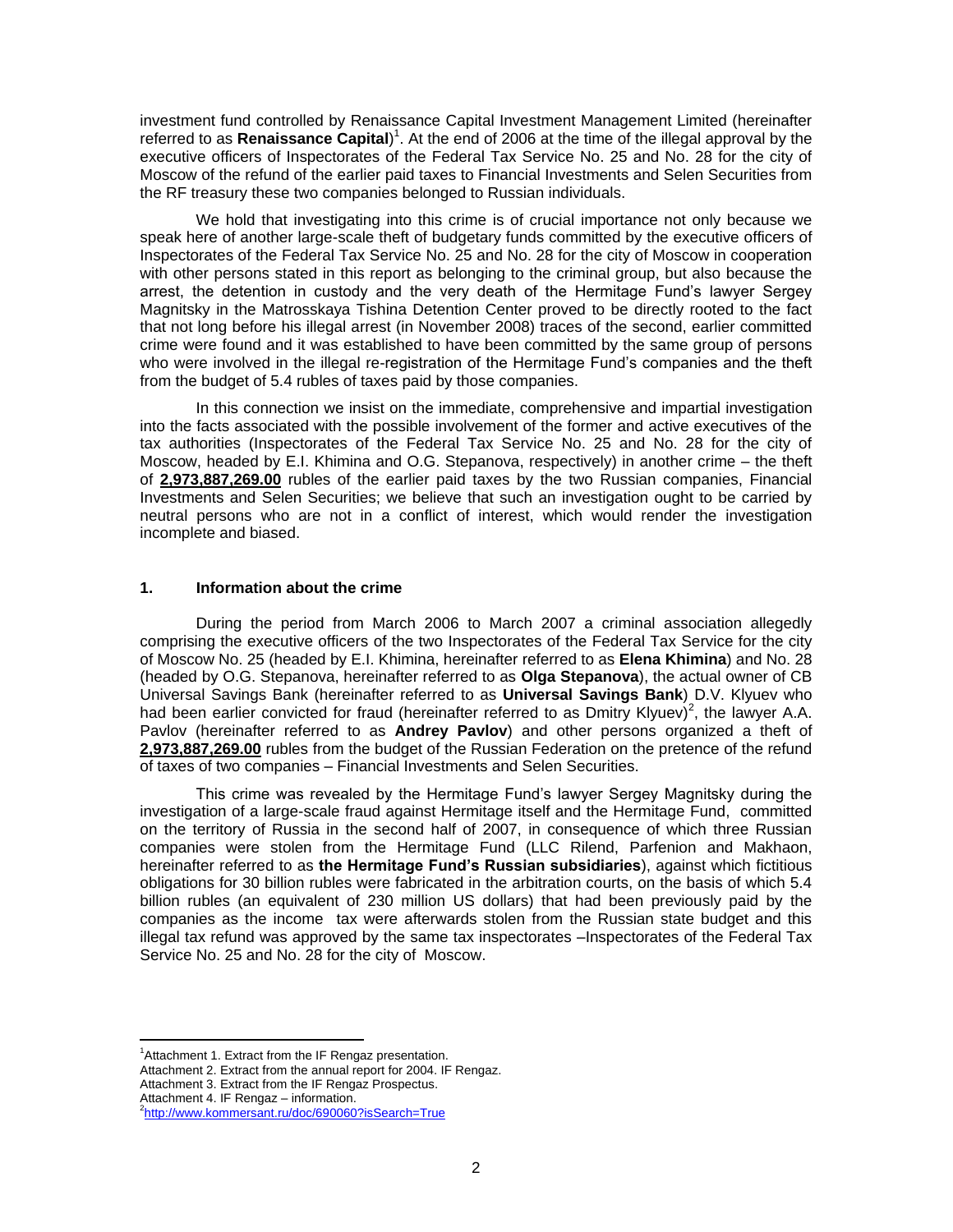investment fund controlled by Renaissance Capital Investment Management Limited (hereinafter referred to as **Renaissance Capital**)[1]. At the end of 2006 at the time of the illegal approval by the executive officers of Inspectorates of the Federal Tax Service No. 25 and No. 28 for the city of Moscow of the refund of the earlier paid taxes to Financial Investments and Selen Securities from the RF treasury these two companies belonged to Russian individuals.

We hold that investigating into this crime is of crucial importance not only because we speak here of another large-scale theft of budgetary funds committed by the executive officers of Inspectorates of the Federal Tax Service No. 25 and No. 28 for the city of Moscow in cooperation with other persons stated in this report as belonging to the criminal group, but also because the arrest, the detention in custody and the very death of the Hermitage Fund's lawyer Sergey Magnitsky in the Matrosskaya Tishina Detention Center proved to be directly rooted to the fact that not long before his illegal arrest (in November 2008) traces of the second, earlier committed crime were found and it was established to have been committed by the same group of persons who were involved in the illegal re-registration of the Hermitage Fund's companies and the theft from the budget of 5.4 rubles of taxes paid by those companies.

In this connection we insist on the immediate, comprehensive and impartial investigation into the facts associated with the possible involvement of the former and active executives of the tax authorities (Inspectorates of the Federal Tax Service No. 25 and No. 28 for the city of Moscow, headed by E.I. Khimina and O.G. Stepanova, respectively) in another crime – the theft of **<u>2,973,887,269.00</u>** rubles of the earlier paid taxes by the two Russian companies, Financial Investments and Selen Securities; we believe that such an investigation ought to be carried by neutral persons who are not in a conflict of interest, which would render the investigation incomplete and biased.

## 1. Information about the crime

During the period from March 2006 to March 2007 a criminal association allegedly comprising the executive officers of the two Inspectorates of the Federal Tax Service for the city of Moscow No. 25 (headed by E.I. Khimina, hereinafter referred to as **Elena Khimina**) and No. 28 (headed by O.G. Stepanova, hereinafter referred to as **Olga Stepanova**), the actual owner of CB Universal Savings Bank (hereinafter referred to as **Universal Savings Bank**) D.V. Klyuev who had been earlier convicted for fraud (hereinafter referred to as Dmitry Klyuev)[2], the lawyer A.A. Pavlov (hereinafter referred to as **Andrey Pavlov**) and other persons organized a theft of **<u>2,973,887,269.00</u>** rubles from the budget of the Russian Federation on the pretence of the refund of taxes of two companies – Financial Investments and Selen Securities.

This crime was revealed by the Hermitage Fund's lawyer Sergey Magnitsky during the investigation of a large-scale fraud against Hermitage itself and the Hermitage Fund, committed on the territory of Russia in the second half of 2007, in consequence of which three Russian companies were stolen from the Hermitage Fund (LLC Rilend, Parfenion and Makhaon, hereinafter referred to as **the Hermitage Fund's Russian subsidiaries**), against which fictitious obligations for 30 billion rubles were fabricated in the arbitration courts, on the basis of which 5.4 billion rubles (an equivalent of 230 million US dollars) that had been previously paid by the companies as the income tax were afterwards stolen from the Russian state budget and this illegal tax refund was approved by the same tax inspectorates –Inspectorates of the Federal Tax Service No. 25 and No. 28 for the city of Moscow.

---

[1] Attachment 1. Extract from the IF Rengaz presentation.
Attachment 2. Extract from the annual report for 2004. IF Rengaz.
Attachment 3. Extract from the IF Rengaz Prospectus.
Attachment 4. IF Rengaz – information.

[2] http://www.kommersant.ru/doc/690060?isSearch=True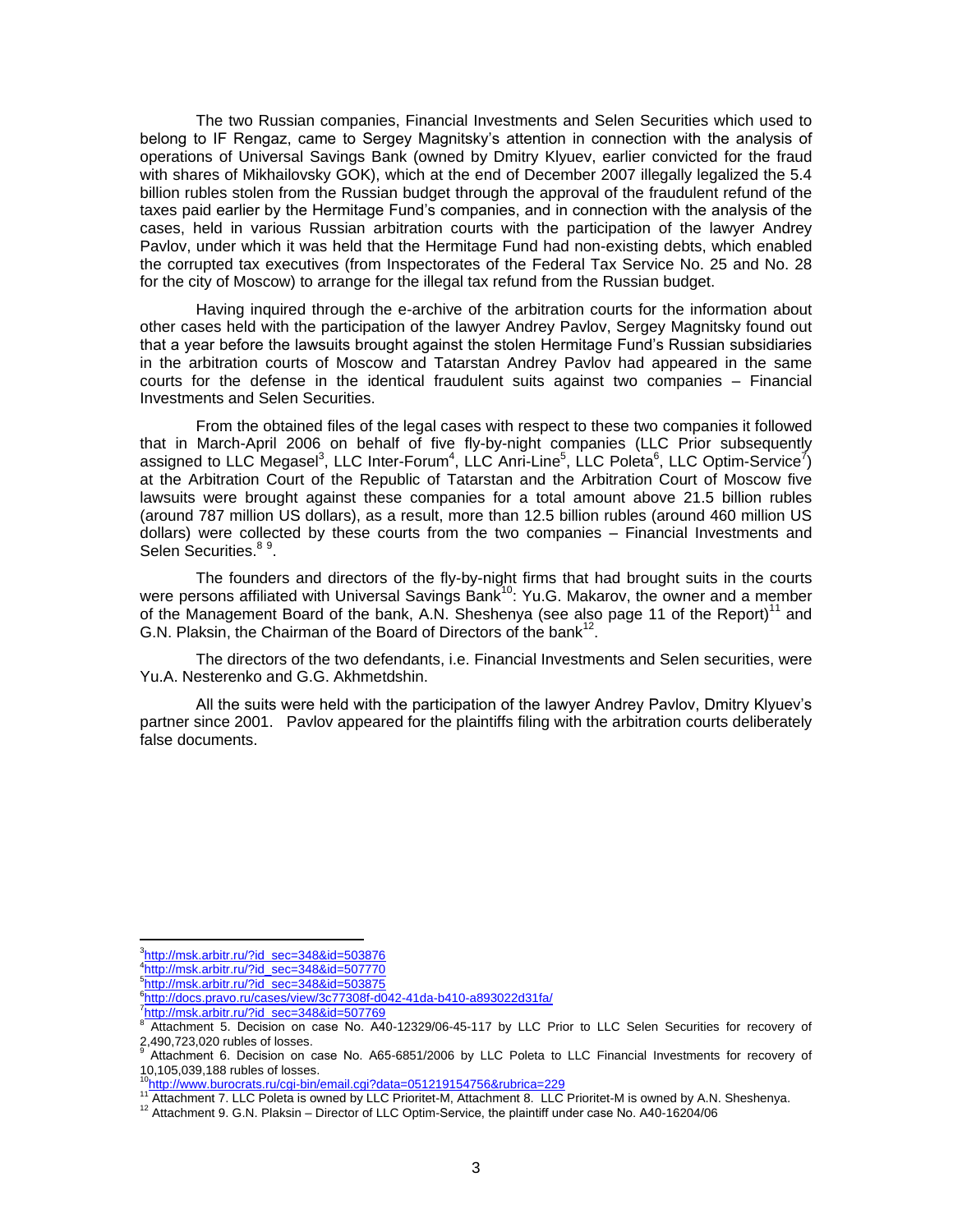The two Russian companies, Financial Investments and Selen Securities which used to belong to IF Rengaz, came to Sergey Magnitsky's attention in connection with the analysis of operations of Universal Savings Bank (owned by Dmitry Klyuev, earlier convicted for the fraud with shares of Mikhailovsky GOK), which at the end of December 2007 illegally legalized the 5.4 billion rubles stolen from the Russian budget through the approval of the fraudulent refund of the taxes paid earlier by the Hermitage Fund's companies, and in connection with the analysis of the cases, held in various Russian arbitration courts with the participation of the lawyer Andrey Pavlov, under which it was held that the Hermitage Fund had non-existing debts, which enabled the corrupted tax executives (from Inspectorates of the Federal Tax Service No. 25 and No. 28 for the city of Moscow) to arrange for the illegal tax refund from the Russian budget.

Having inquired through the e-archive of the arbitration courts for the information about other cases held with the participation of the lawyer Andrey Pavlov, Sergey Magnitsky found out that a year before the lawsuits brought against the stolen Hermitage Fund's Russian subsidiaries in the arbitration courts of Moscow and Tatarstan Andrey Pavlov had appeared in the same courts for the defense in the identical fraudulent suits against two companies – Financial Investments and Selen Securities.

From the obtained files of the legal cases with respect to these two companies it followed that in March-April 2006 on behalf of five fly-by-night companies (LLC Prior subsequently assigned to LLC Megasel[3], LLC Inter-Forum[4], LLC Anri-Line[5], LLC Poleta[6], LLC Optim-Service[7]) at the Arbitration Court of the Republic of Tatarstan and the Arbitration Court of Moscow five lawsuits were brought against these companies for a total amount above 21.5 billion rubles (around 787 million US dollars), as a result, more than 12.5 billion rubles (around 460 million US dollars) were collected by these courts from the two companies – Financial Investments and Selen Securities.[8] [9].

The founders and directors of the fly-by-night firms that had brought suits in the courts were persons affiliated with Universal Savings Bank[10]: Yu.G. Makarov, the owner and a member of the Management Board of the bank, A.N. Sheshenya (see also page 11 of the Report)[11] and G.N. Plaksin, the Chairman of the Board of Directors of the bank[12].

The directors of the two defendants, i.e. Financial Investments and Selen securities, were Yu.A. Nesterenko and G.G. Akhmetdshin.

All the suits were held with the participation of the lawyer Andrey Pavlov, Dmitry Klyuev's partner since 2001. Pavlov appeared for the plaintiffs filing with the arbitration courts deliberately false documents.

---

[3] http://msk.arbitr.ru/?id_sec=348&id=503876
[4] http://msk.arbitr.ru/?id_sec=348&id=507770
[5] http://msk.arbitr.ru/?id_sec=348&id=503875
[6] http://docs.pravo.ru/cases/view/3c77308f-d042-41da-b410-a893022d31fa/
[7] http://msk.arbitr.ru/?id_sec=348&id=507769
[8] Attachment 5. Decision on case No. A40-12329/06-45-117 by LLC Prior to LLC Selen Securities for recovery of 2,490,723,020 rubles of losses.
[9] Attachment 6. Decision on case No. A65-6851/2006 by LLC Poleta to LLC Financial Investments for recovery of 10,105,039,188 rubles of losses.
[10] http://www.burocrats.ru/cgi-bin/email.cgi?data=051219154756&rubrica=229
[11] Attachment 7. LLC Poleta is owned by LLC Prioritet-M, Attachment 8. LLC Prioritet-M is owned by A.N. Sheshenya.
[12] Attachment 9. G.N. Plaksin – Director of LLC Optim-Service, the plaintiff under case No. A40-16204/06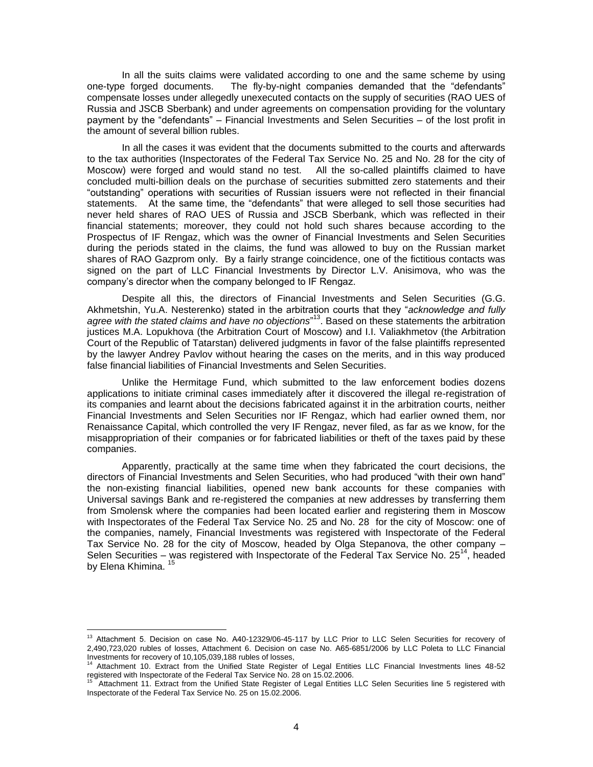In all the suits claims were validated according to one and the same scheme by using one-type forged documents. The fly-by-night companies demanded that the "defendants" compensate losses under allegedly unexecuted contacts on the supply of securities (RAO UES of Russia and JSCB Sberbank) and under agreements on compensation providing for the voluntary payment by the "defendants" – Financial Investments and Selen Securities – of the lost profit in the amount of several billion rubles.

In all the cases it was evident that the documents submitted to the courts and afterwards to the tax authorities (Inspectorates of the Federal Tax Service No. 25 and No. 28 for the city of Moscow) were forged and would stand no test. All the so-called plaintiffs claimed to have concluded multi-billion deals on the purchase of securities submitted zero statements and their "outstanding" operations with securities of Russian issuers were not reflected in their financial statements. At the same time, the "defendants" that were alleged to sell those securities had never held shares of RAO UES of Russia and JSCB Sberbank, which was reflected in their financial statements; moreover, they could not hold such shares because according to the Prospectus of IF Rengaz, which was the owner of Financial Investments and Selen Securities during the periods stated in the claims, the fund was allowed to buy on the Russian market shares of RAO Gazprom only. By a fairly strange coincidence, one of the fictitious contacts was signed on the part of LLC Financial Investments by Director L.V. Anisimova, who was the company's director when the company belonged to IF Rengaz.

Despite all this, the directors of Financial Investments and Selen Securities (G.G. Akhmetshin, Yu.A. Nesterenko) stated in the arbitration courts that they "*acknowledge and fully agree with the stated claims and have no objections*"[13]. Based on these statements the arbitration justices M.A. Lopukhova (the Arbitration Court of Moscow) and I.I. Valiakhmetov (the Arbitration Court of the Republic of Tatarstan) delivered judgments in favor of the false plaintiffs represented by the lawyer Andrey Pavlov without hearing the cases on the merits, and in this way produced false financial liabilities of Financial Investments and Selen Securities.

Unlike the Hermitage Fund, which submitted to the law enforcement bodies dozens applications to initiate criminal cases immediately after it discovered the illegal re-registration of its companies and learnt about the decisions fabricated against it in the arbitration courts, neither Financial Investments and Selen Securities nor IF Rengaz, which had earlier owned them, nor Renaissance Capital, which controlled the very IF Rengaz, never filed, as far as we know, for the misappropriation of their companies or for fabricated liabilities or theft of the taxes paid by these companies.

Apparently, practically at the same time when they fabricated the court decisions, the directors of Financial Investments and Selen Securities, who had produced "with their own hand" the non-existing financial liabilities, opened new bank accounts for these companies with Universal savings Bank and re-registered the companies at new addresses by transferring them from Smolensk where the companies had been located earlier and registering them in Moscow with Inspectorates of the Federal Tax Service No. 25 and No. 28 for the city of Moscow: one of the companies, namely, Financial Investments was registered with Inspectorate of the Federal Tax Service No. 28 for the city of Moscow, headed by Olga Stepanova, the other company – Selen Securities – was registered with Inspectorate of the Federal Tax Service No. 25[14], headed by Elena Khimina. [15]

---

[13] Attachment 5. Decision on case No. A40-12329/06-45-117 by LLC Prior to LLC Selen Securities for recovery of 2,490,723,020 rubles of losses, Attachment 6. Decision on case No. A65-6851/2006 by LLC Poleta to LLC Financial Investments for recovery of 10,105,039,188 rubles of losses,

[14] Attachment 10. Extract from the Unified State Register of Legal Entities LLC Financial Investments lines 48-52 registered with Inspectorate of the Federal Tax Service No. 28 on 15.02.2006.

[15] Attachment 11. Extract from the Unified State Register of Legal Entities LLC Selen Securities line 5 registered with Inspectorate of the Federal Tax Service No. 25 on 15.02.2006.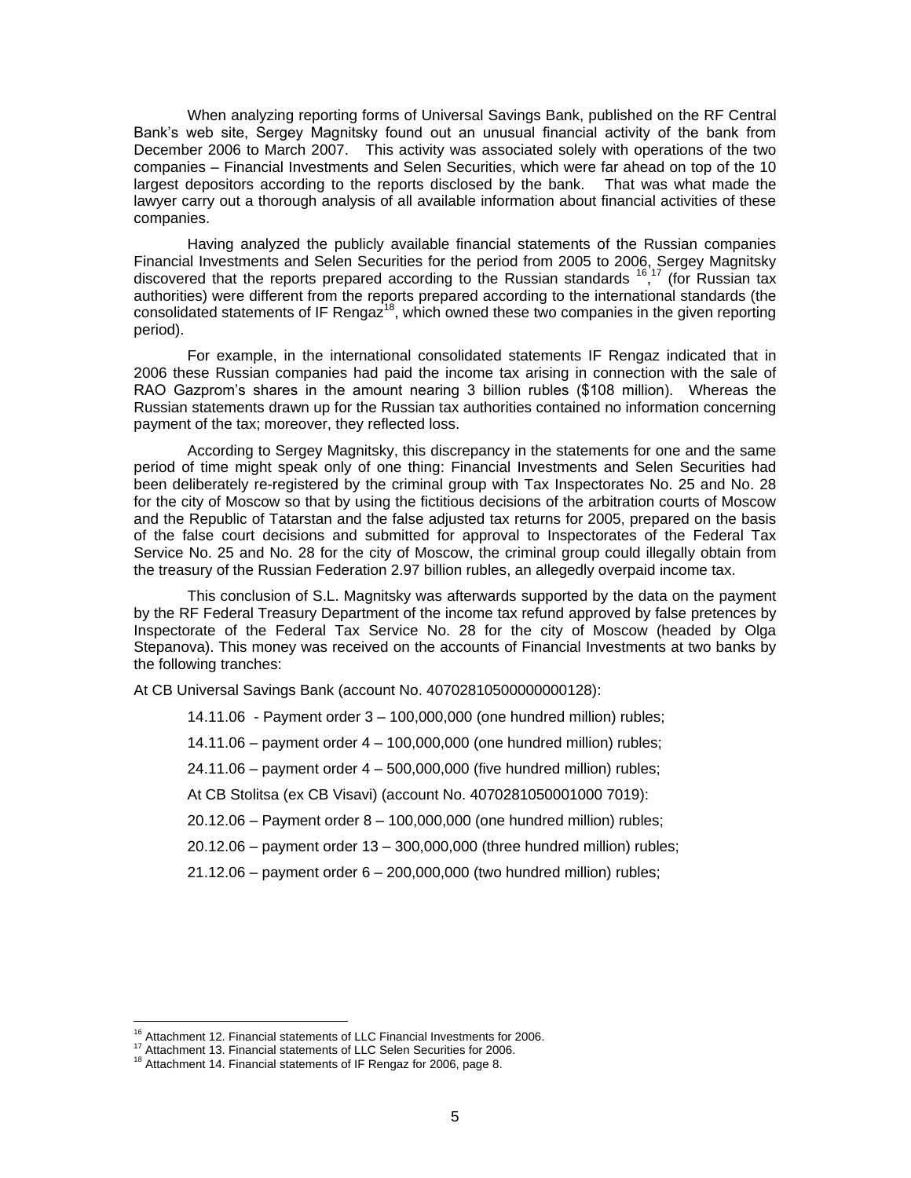When analyzing reporting forms of Universal Savings Bank, published on the RF Central Bank's web site, Sergey Magnitsky found out an unusual financial activity of the bank from December 2006 to March 2007. This activity was associated solely with operations of the two companies – Financial Investments and Selen Securities, which were far ahead on top of the 10 largest depositors according to the reports disclosed by the bank. That was what made the lawyer carry out a thorough analysis of all available information about financial activities of these companies.

Having analyzed the publicly available financial statements of the Russian companies Financial Investments and Selen Securities for the period from 2005 to 2006, Sergey Magnitsky discovered that the reports prepared according to the Russian standards [16],[17] (for Russian tax authorities) were different from the reports prepared according to the international standards (the consolidated statements of IF Rengaz[18], which owned these two companies in the given reporting period).

For example, in the international consolidated statements IF Rengaz indicated that in 2006 these Russian companies had paid the income tax arising in connection with the sale of RAO Gazprom's shares in the amount nearing 3 billion rubles ($108 million). Whereas the Russian statements drawn up for the Russian tax authorities contained no information concerning payment of the tax; moreover, they reflected loss.

According to Sergey Magnitsky, this discrepancy in the statements for one and the same period of time might speak only of one thing: Financial Investments and Selen Securities had been deliberately re-registered by the criminal group with Tax Inspectorates No. 25 and No. 28 for the city of Moscow so that by using the fictitious decisions of the arbitration courts of Moscow and the Republic of Tatarstan and the false adjusted tax returns for 2005, prepared on the basis of the false court decisions and submitted for approval to Inspectorates of the Federal Tax Service No. 25 and No. 28 for the city of Moscow, the criminal group could illegally obtain from the treasury of the Russian Federation 2.97 billion rubles, an allegedly overpaid income tax.

This conclusion of S.L. Magnitsky was afterwards supported by the data on the payment by the RF Federal Treasury Department of the income tax refund approved by false pretences by Inspectorate of the Federal Tax Service No. 28 for the city of Moscow (headed by Olga Stepanova). This money was received on the accounts of Financial Investments at two banks by the following tranches:

At CB Universal Savings Bank (account No. 40702810500000000128):

14.11.06 - Payment order 3 – 100,000,000 (one hundred million) rubles;

14.11.06 – payment order 4 – 100,000,000 (one hundred million) rubles;

24.11.06 – payment order 4 – 500,000,000 (five hundred million) rubles;

At CB Stolitsa (ex CB Visavi) (account No. 4070281050001000 7019):

20.12.06 – Payment order 8 – 100,000,000 (one hundred million) rubles;

20.12.06 – payment order 13 – 300,000,000 (three hundred million) rubles;

21.12.06 – payment order 6 – 200,000,000 (two hundred million) rubles;

---

[16] Attachment 12. Financial statements of LLC Financial Investments for 2006.
[17] Attachment 13. Financial statements of LLC Selen Securities for 2006.
[18] Attachment 14. Financial statements of IF Rengaz for 2006, page 8.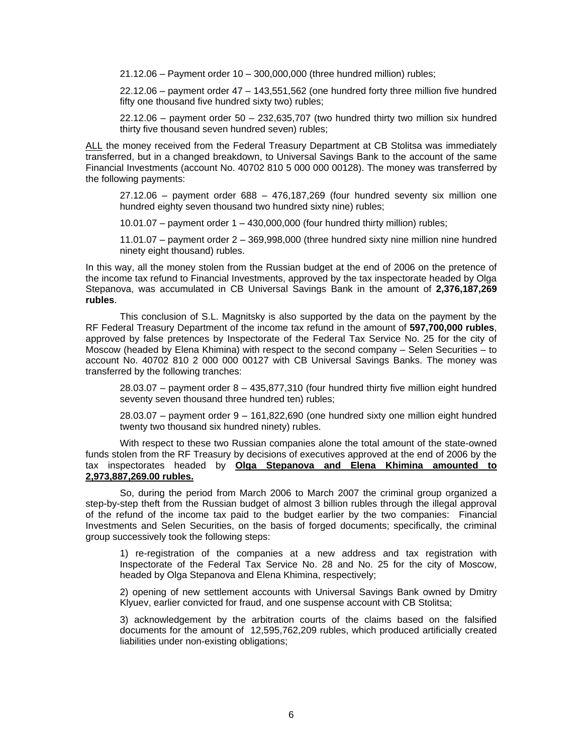21.12.06 – Payment order 10 – 300,000,000 (three hundred million) rubles;

22.12.06 – payment order 47 – 143,551,562 (one hundred forty three million five hundred fifty one thousand five hundred sixty two) rubles;

22.12.06 – payment order 50 – 232,635,707 (two hundred thirty two million six hundred thirty five thousand seven hundred seven) rubles;

ALL the money received from the Federal Treasury Department at CB Stolitsa was immediately transferred, but in a changed breakdown, to Universal Savings Bank to the account of the same Financial Investments (account No. 40702 810 5 000 000 00128). The money was transferred by the following payments:

27.12.06 – payment order 688 – 476,187,269 (four hundred seventy six million one hundred eighty seven thousand two hundred sixty nine) rubles;

10.01.07 – payment order 1 – 430,000,000 (four hundred thirty million) rubles;

11.01.07 – payment order 2 – 369,998,000 (three hundred sixty nine million nine hundred ninety eight thousand) rubles.

In this way, all the money stolen from the Russian budget at the end of 2006 on the pretence of the income tax refund to Financial Investments, approved by the tax inspectorate headed by Olga Stepanova, was accumulated in CB Universal Savings Bank in the amount of **2,376,187,269 rubles**.

This conclusion of S.L. Magnitsky is also supported by the data on the payment by the RF Federal Treasury Department of the income tax refund in the amount of **597,700,000 rubles**, approved by false pretences by Inspectorate of the Federal Tax Service No. 25 for the city of Moscow (headed by Elena Khimina) with respect to the second company – Selen Securities – to account No. 40702 810 2 000 000 00127 with CB Universal Savings Banks. The money was transferred by the following tranches:

28.03.07 – payment order 8 – 435,877,310 (four hundred thirty five million eight hundred seventy seven thousand three hundred ten) rubles;

28.03.07 – payment order 9 – 161,822,690 (one hundred sixty one million eight hundred twenty two thousand six hundred ninety) rubles.

With respect to these two Russian companies alone the total amount of the state-owned funds stolen from the RF Treasury by decisions of executives approved at the end of 2006 by the tax inspectorates headed by **Olga Stepanova and Elena Khimina amounted to 2,973,887,269.00 rubles.**

So, during the period from March 2006 to March 2007 the criminal group organized a step-by-step theft from the Russian budget of almost 3 billion rubles through the illegal approval of the refund of the income tax paid to the budget earlier by the two companies: Financial Investments and Selen Securities, on the basis of forged documents; specifically, the criminal group successively took the following steps:

1) re-registration of the companies at a new address and tax registration with Inspectorate of the Federal Tax Service No. 28 and No. 25 for the city of Moscow, headed by Olga Stepanova and Elena Khimina, respectively;

2) opening of new settlement accounts with Universal Savings Bank owned by Dmitry Klyuev, earlier convicted for fraud, and one suspense account with CB Stolitsa;

3) acknowledgement by the arbitration courts of the claims based on the falsified documents for the amount of 12,595,762,209 rubles, which produced artificially created liabilities under non-existing obligations;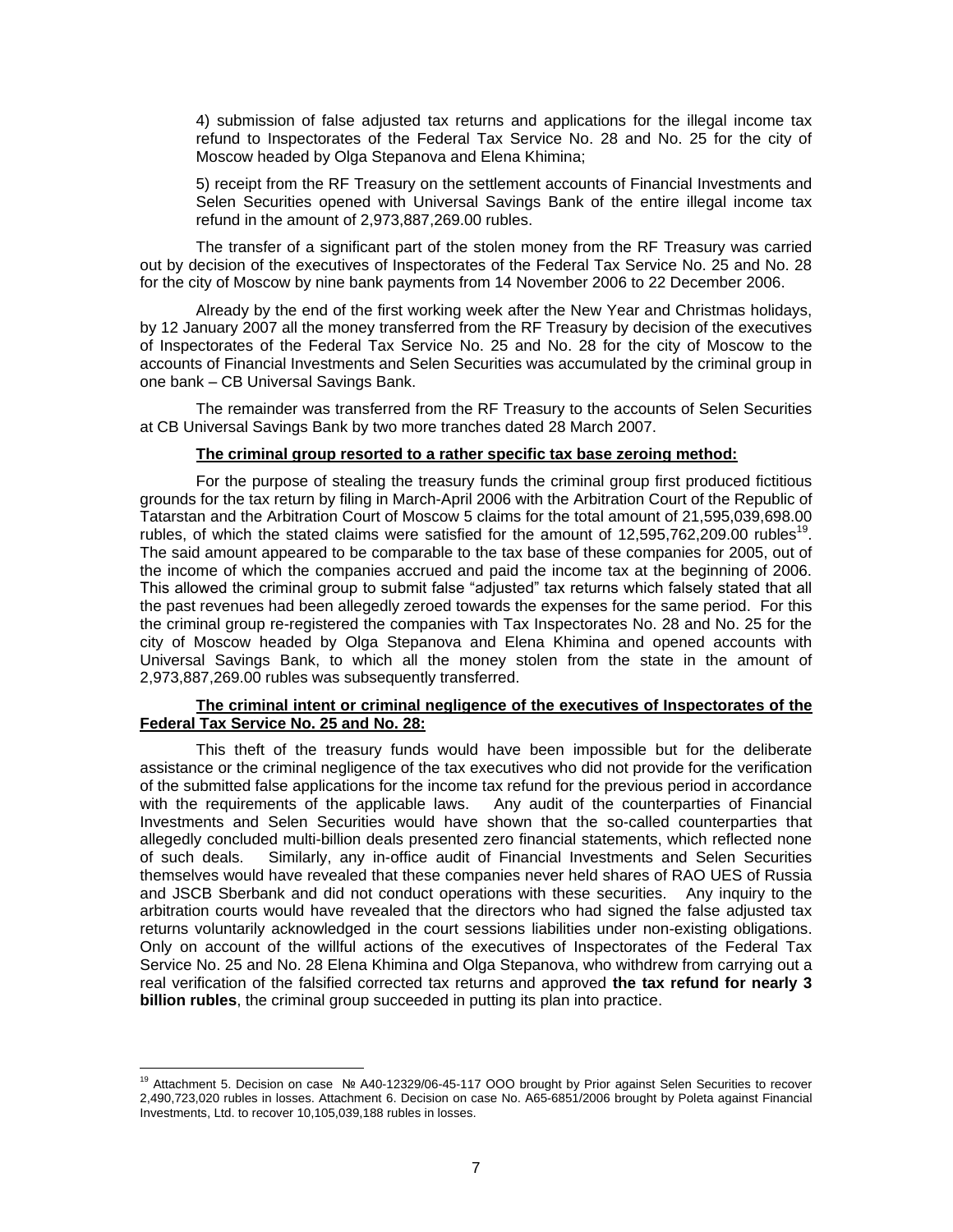4) submission of false adjusted tax returns and applications for the illegal income tax refund to Inspectorates of the Federal Tax Service No. 28 and No. 25 for the city of Moscow headed by Olga Stepanova and Elena Khimina;

5) receipt from the RF Treasury on the settlement accounts of Financial Investments and Selen Securities opened with Universal Savings Bank of the entire illegal income tax refund in the amount of 2,973,887,269.00 rubles.

The transfer of a significant part of the stolen money from the RF Treasury was carried out by decision of the executives of Inspectorates of the Federal Tax Service No. 25 and No. 28 for the city of Moscow by nine bank payments from 14 November 2006 to 22 December 2006.

Already by the end of the first working week after the New Year and Christmas holidays, by 12 January 2007 all the money transferred from the RF Treasury by decision of the executives of Inspectorates of the Federal Tax Service No. 25 and No. 28 for the city of Moscow to the accounts of Financial Investments and Selen Securities was accumulated by the criminal group in one bank – CB Universal Savings Bank.

The remainder was transferred from the RF Treasury to the accounts of Selen Securities at CB Universal Savings Bank by two more tranches dated 28 March 2007.

**The criminal group resorted to a rather specific tax base zeroing method:**

For the purpose of stealing the treasury funds the criminal group first produced fictitious grounds for the tax return by filing in March-April 2006 with the Arbitration Court of the Republic of Tatarstan and the Arbitration Court of Moscow 5 claims for the total amount of 21,595,039,698.00 rubles, of which the stated claims were satisfied for the amount of 12,595,762,209.00 rubles[19]. The said amount appeared to be comparable to the tax base of these companies for 2005, out of the income of which the companies accrued and paid the income tax at the beginning of 2006. This allowed the criminal group to submit false "adjusted" tax returns which falsely stated that all the past revenues had been allegedly zeroed towards the expenses for the same period. For this the criminal group re-registered the companies with Tax Inspectorates No. 28 and No. 25 for the city of Moscow headed by Olga Stepanova and Elena Khimina and opened accounts with Universal Savings Bank, to which all the money stolen from the state in the amount of 2,973,887,269.00 rubles was subsequently transferred.

**The criminal intent or criminal negligence of the executives of Inspectorates of the Federal Tax Service No. 25 and No. 28:**

This theft of the treasury funds would have been impossible but for the deliberate assistance or the criminal negligence of the tax executives who did not provide for the verification of the submitted false applications for the income tax refund for the previous period in accordance with the requirements of the applicable laws. Any audit of the counterparties of Financial Investments and Selen Securities would have shown that the so-called counterparties that allegedly concluded multi-billion deals presented zero financial statements, which reflected none of such deals. Similarly, any in-office audit of Financial Investments and Selen Securities themselves would have revealed that these companies never held shares of RAO UES of Russia and JSCB Sberbank and did not conduct operations with these securities. Any inquiry to the arbitration courts would have revealed that the directors who had signed the false adjusted tax returns voluntarily acknowledged in the court sessions liabilities under non-existing obligations. Only on account of the willful actions of the executives of Inspectorates of the Federal Tax Service No. 25 and No. 28 Elena Khimina and Olga Stepanova, who withdrew from carrying out a real verification of the falsified corrected tax returns and approved **the tax refund for nearly 3 billion rubles**, the criminal group succeeded in putting its plan into practice.

---

[19] Attachment 5. Decision on case № A40-12329/06-45-117 OOO brought by Prior against Selen Securities to recover 2,490,723,020 rubles in losses. Attachment 6. Decision on case No. A65-6851/2006 brought by Poleta against Financial Investments, Ltd. to recover 10,105,039,188 rubles in losses.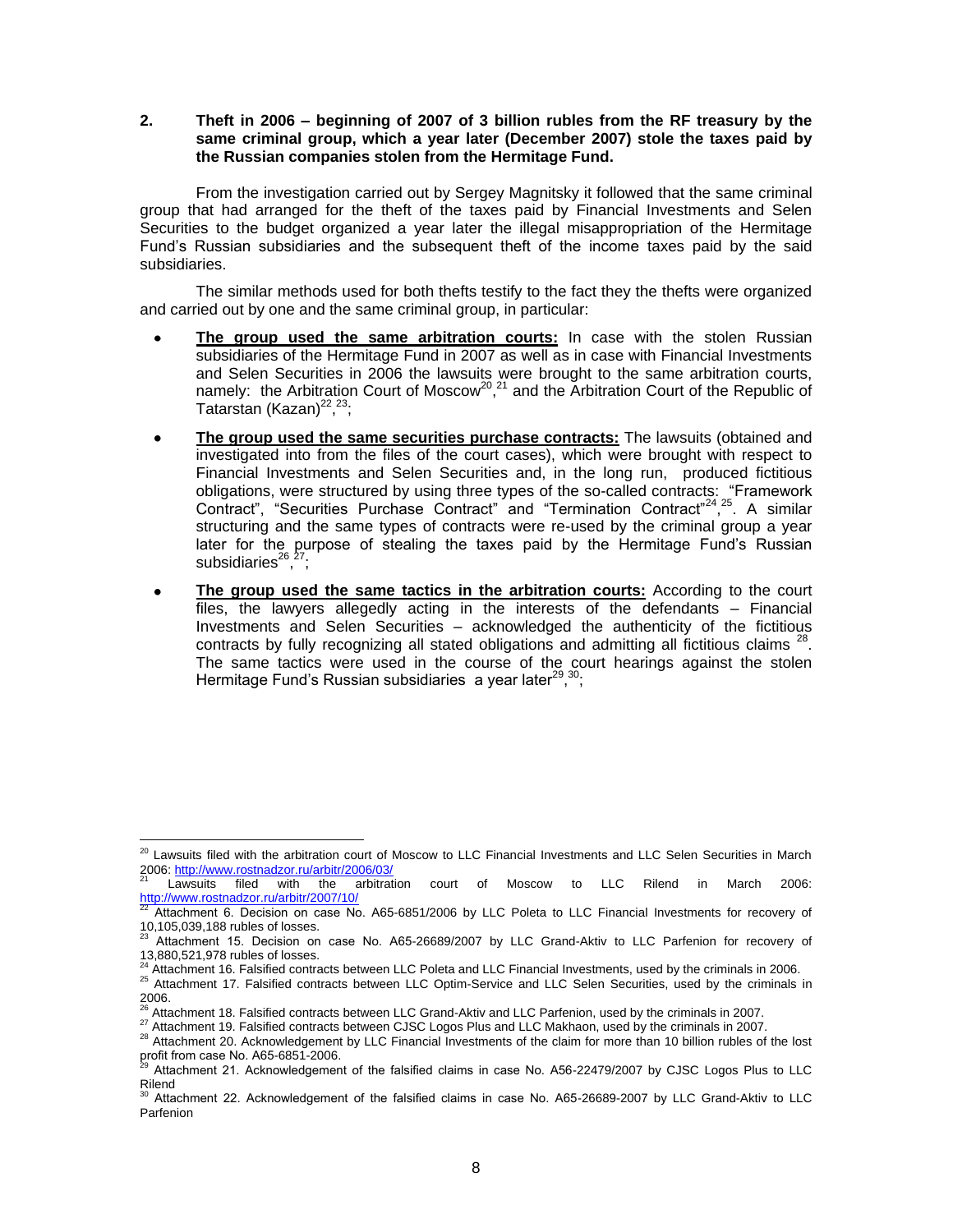## 2. Theft in 2006 – beginning of 2007 of 3 billion rubles from the RF treasury by the same criminal group, which a year later (December 2007) stole the taxes paid by the Russian companies stolen from the Hermitage Fund.

From the investigation carried out by Sergey Magnitsky it followed that the same criminal group that had arranged for the theft of the taxes paid by Financial Investments and Selen Securities to the budget organized a year later the illegal misappropriation of the Hermitage Fund's Russian subsidiaries and the subsequent theft of the income taxes paid by the said subsidiaries.

The similar methods used for both thefts testify to the fact they the thefts were organized and carried out by one and the same criminal group, in particular:

- **The group used the same arbitration courts:** In case with the stolen Russian subsidiaries of the Hermitage Fund in 2007 as well as in case with Financial Investments and Selen Securities in 2006 the lawsuits were brought to the same arbitration courts, namely: the Arbitration Court of Moscow[20],[21] and the Arbitration Court of the Republic of Tatarstan (Kazan)[22],[23];
- **The group used the same securities purchase contracts:** The lawsuits (obtained and investigated into from the files of the court cases), which were brought with respect to Financial Investments and Selen Securities and, in the long run, produced fictitious obligations, were structured by using three types of the so-called contracts: "Framework Contract", "Securities Purchase Contract" and "Termination Contract"[24],[25]. A similar structuring and the same types of contracts were re-used by the criminal group a year later for the purpose of stealing the taxes paid by the Hermitage Fund's Russian subsidiaries[26],[27];
- **The group used the same tactics in the arbitration courts:** According to the court files, the lawyers allegedly acting in the interests of the defendants – Financial Investments and Selen Securities – acknowledged the authenticity of the fictitious contracts by fully recognizing all stated obligations and admitting all fictitious claims [28]. The same tactics were used in the course of the court hearings against the stolen Hermitage Fund's Russian subsidiaries a year later[29],[30];

---

[20] Lawsuits filed with the arbitration court of Moscow to LLC Financial Investments and LLC Selen Securities in March 2006: http://www.rostnadzor.ru/arbitr/2006/03/

[21] Lawsuits filed with the arbitration court of Moscow to LLC Rilend in March 2006: http://www.rostnadzor.ru/arbitr/2007/10/

[22] Attachment 6. Decision on case No. A65-6851/2006 by LLC Poleta to LLC Financial Investments for recovery of 10,105,039,188 rubles of losses.

[23] Attachment 15. Decision on case No. A65-26689/2007 by LLC Grand-Aktiv to LLC Parfenion for recovery of 13,880,521,978 rubles of losses.

[24] Attachment 16. Falsified contracts between LLC Poleta and LLC Financial Investments, used by the criminals in 2006.

[25] Attachment 17. Falsified contracts between LLC Optim-Service and LLC Selen Securities, used by the criminals in 2006.

[26] Attachment 18. Falsified contracts between LLC Grand-Aktiv and LLC Parfenion, used by the criminals in 2007.

[27] Attachment 19. Falsified contracts between CJSC Logos Plus and LLC Makhaon, used by the criminals in 2007.

[28] Attachment 20. Acknowledgement by LLC Financial Investments of the claim for more than 10 billion rubles of the lost profit from case No. A65-6851-2006.

[29] Attachment 21. Acknowledgement of the falsified claims in case No. A56-22479/2007 by CJSC Logos Plus to LLC Rilend

[30] Attachment 22. Acknowledgement of the falsified claims in case No. A65-26689-2007 by LLC Grand-Aktiv to LLC Parfenion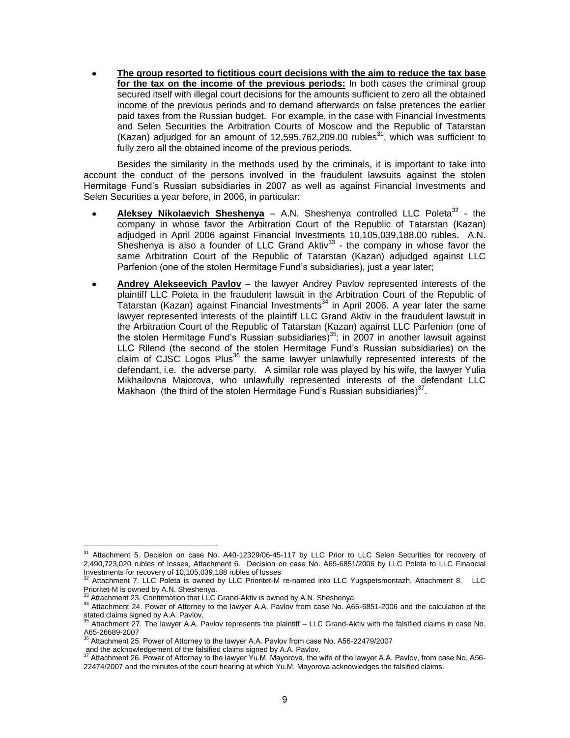- **The group resorted to fictitious court decisions with the aim to reduce the tax base for the tax on the income of the previous periods:** In both cases the criminal group secured itself with illegal court decisions for the amounts sufficient to zero all the obtained income of the previous periods and to demand afterwards on false pretences the earlier paid taxes from the Russian budget. For example, in the case with Financial Investments and Selen Securities the Arbitration Courts of Moscow and the Republic of Tatarstan (Kazan) adjudged for an amount of 12,595,762,209.00 rubles[31], which was sufficient to fully zero all the obtained income of the previous periods.

Besides the similarity in the methods used by the criminals, it is important to take into account the conduct of the persons involved in the fraudulent lawsuits against the stolen Hermitage Fund's Russian subsidiaries in 2007 as well as against Financial Investments and Selen Securities a year before, in 2006, in particular:

- **Aleksey Nikolaevich Sheshenya** – A.N. Sheshenya controlled LLC Poleta[32] - the company in whose favor the Arbitration Court of the Republic of Tatarstan (Kazan) adjudged in April 2006 against Financial Investments 10,105,039,188.00 rubles. A.N. Sheshenya is also a founder of LLC Grand Aktiv[33] - the company in whose favor the same Arbitration Court of the Republic of Tatarstan (Kazan) adjudged against LLC Parfenion (one of the stolen Hermitage Fund's subsidiaries), just a year later;

- **Andrey Alekseevich Pavlov** – the lawyer Andrey Pavlov represented interests of the plaintiff LLC Poleta in the fraudulent lawsuit in the Arbitration Court of the Republic of Tatarstan (Kazan) against Financial Investments[34] in April 2006. A year later the same lawyer represented interests of the plaintiff LLC Grand Aktiv in the fraudulent lawsuit in the Arbitration Court of the Republic of Tatarstan (Kazan) against LLC Parfenion (one of the stolen Hermitage Fund's Russian subsidiaries)[35]; in 2007 in another lawsuit against LLC Rilend (the second of the stolen Hermitage Fund's Russian subsidiaries) on the claim of CJSC Logos Plus[36] the same lawyer unlawfully represented interests of the defendant, i.e. the adverse party. A similar role was played by his wife, the lawyer Yulia Mikhailovna Maiorova, who unlawfully represented interests of the defendant LLC Makhaon (the third of the stolen Hermitage Fund's Russian subsidiaries)[37].

---

[31] Attachment 5. Decision on case No. A40-12329/06-45-117 by LLC Prior to LLC Selen Securities for recovery of 2,490,723,020 rubles of losses, Attachment 6. Decision on case No. A65-6851/2006 by LLC Poleta to LLC Financial Investments for recovery of 10,105,039,188 rubles of losses

[32] Attachment 7. LLC Poleta is owned by LLC Prioritet-M re-named into LLC Yugspetsmontazh, Attachment 8. LLC Prioritet-M is owned by A.N. Sheshenya.

[33] Attachment 23. Confirmation that LLC Grand-Aktiv is owned by A.N. Sheshenya.

[34] Attachment 24. Power of Attorney to the lawyer A.A. Pavlov from case No. A65-6851-2006 and the calculation of the stated claims signed by A.A. Pavlov.

[35] Attachment 27. The lawyer A.A. Pavlov represents the plaintiff – LLC Grand-Aktiv with the falsified claims in case No. A65-26689-2007

[36] Attachment 25. Power of Attorney to the lawyer A.A. Pavlov from case No. A56-22479/2007 and the acknowledgement of the falsified claims signed by A.A. Pavlov.

[37] Attachment 26. Power of Attorney to the lawyer Yu.M. Mayorova, the wife of the lawyer A.A. Pavlov, from case No. A56-22474/2007 and the minutes of the court hearing at which Yu.M. Mayorova acknowledges the falsified claims.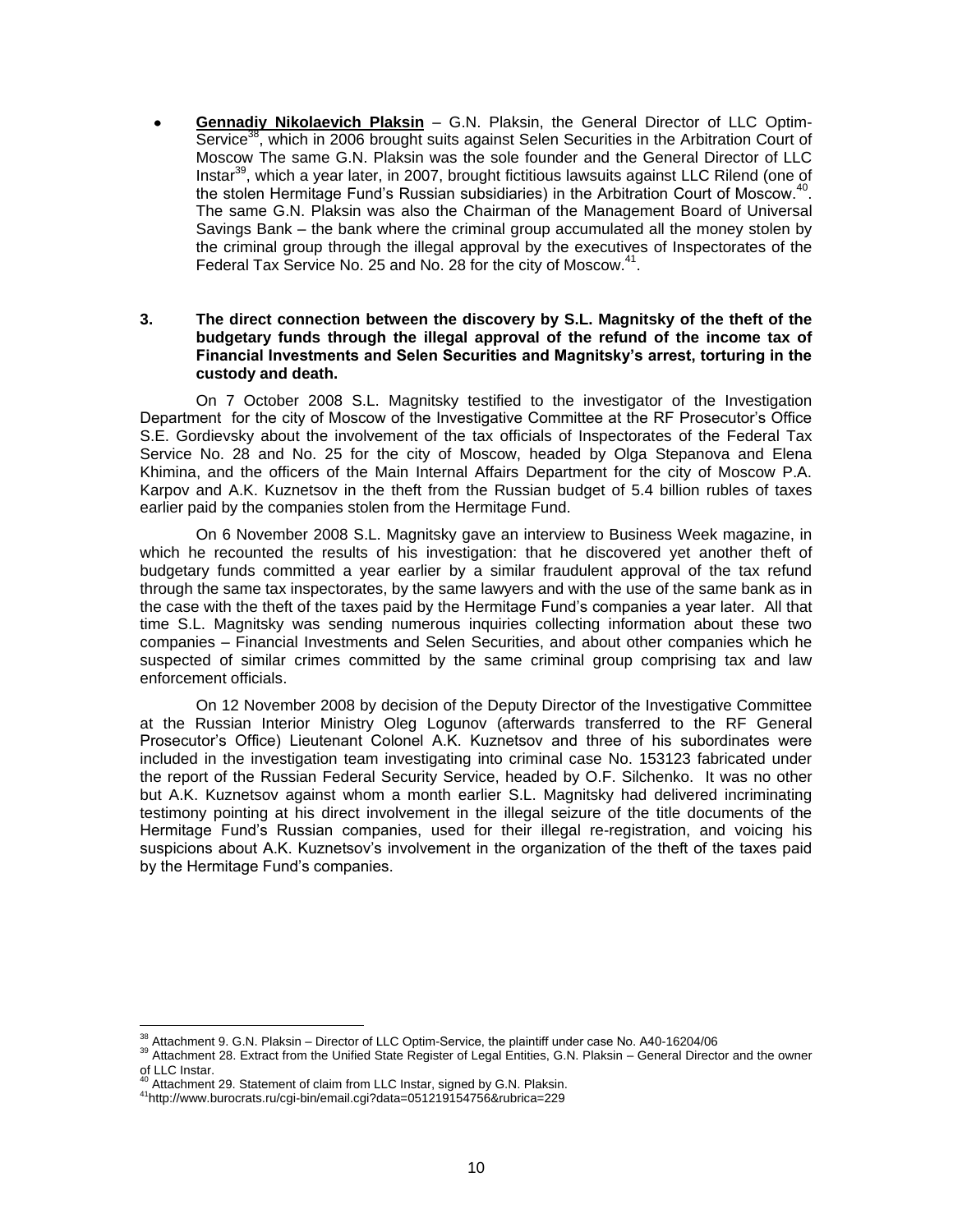- **Gennadiy Nikolaevich Plaksin** – G.N. Plaksin, the General Director of LLC Optim-Service[38], which in 2006 brought suits against Selen Securities in the Arbitration Court of Moscow The same G.N. Plaksin was the sole founder and the General Director of LLC Instar[39], which a year later, in 2007, brought fictitious lawsuits against LLC Rilend (one of the stolen Hermitage Fund's Russian subsidiaries) in the Arbitration Court of Moscow.[40]. The same G.N. Plaksin was also the Chairman of the Management Board of Universal Savings Bank – the bank where the criminal group accumulated all the money stolen by the criminal group through the illegal approval by the executives of Inspectorates of the Federal Tax Service No. 25 and No. 28 for the city of Moscow.[41].

**3. The direct connection between the discovery by S.L. Magnitsky of the theft of the budgetary funds through the illegal approval of the refund of the income tax of Financial Investments and Selen Securities and Magnitsky's arrest, torturing in the custody and death.**

On 7 October 2008 S.L. Magnitsky testified to the investigator of the Investigation Department for the city of Moscow of the Investigative Committee at the RF Prosecutor's Office S.E. Gordievsky about the involvement of the tax officials of Inspectorates of the Federal Tax Service No. 28 and No. 25 for the city of Moscow, headed by Olga Stepanova and Elena Khimina, and the officers of the Main Internal Affairs Department for the city of Moscow P.A. Karpov and A.K. Kuznetsov in the theft from the Russian budget of 5.4 billion rubles of taxes earlier paid by the companies stolen from the Hermitage Fund.

On 6 November 2008 S.L. Magnitsky gave an interview to Business Week magazine, in which he recounted the results of his investigation: that he discovered yet another theft of budgetary funds committed a year earlier by a similar fraudulent approval of the tax refund through the same tax inspectorates, by the same lawyers and with the use of the same bank as in the case with the theft of the taxes paid by the Hermitage Fund's companies a year later. All that time S.L. Magnitsky was sending numerous inquiries collecting information about these two companies – Financial Investments and Selen Securities, and about other companies which he suspected of similar crimes committed by the same criminal group comprising tax and law enforcement officials.

On 12 November 2008 by decision of the Deputy Director of the Investigative Committee at the Russian Interior Ministry Oleg Logunov (afterwards transferred to the RF General Prosecutor's Office) Lieutenant Colonel A.K. Kuznetsov and three of his subordinates were included in the investigation team investigating into criminal case No. 153123 fabricated under the report of the Russian Federal Security Service, headed by O.F. Silchenko. It was no other but A.K. Kuznetsov against whom a month earlier S.L. Magnitsky had delivered incriminating testimony pointing at his direct involvement in the illegal seizure of the title documents of the Hermitage Fund's Russian companies, used for their illegal re-registration, and voicing his suspicions about A.K. Kuznetsov's involvement in the organization of the theft of the taxes paid by the Hermitage Fund's companies.

---

[38] Attachment 9. G.N. Plaksin – Director of LLC Optim-Service, the plaintiff under case No. A40-16204/06

[39] Attachment 28. Extract from the Unified State Register of Legal Entities, G.N. Plaksin – General Director and the owner of LLC Instar.

[40] Attachment 29. Statement of claim from LLC Instar, signed by G.N. Plaksin.

[41] http://www.burocrats.ru/cgi-bin/email.cgi?data=051219154756&rubrica=229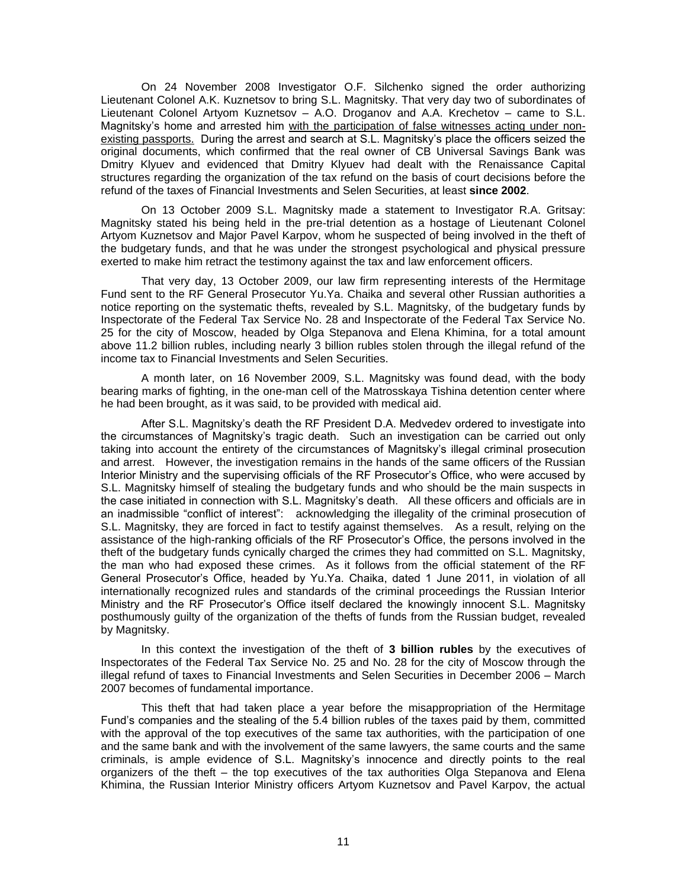On 24 November 2008 Investigator O.F. Silchenko signed the order authorizing Lieutenant Colonel A.K. Kuznetsov to bring S.L. Magnitsky. That very day two of subordinates of Lieutenant Colonel Artyom Kuznetsov – A.O. Droganov and A.A. Krechetov – came to S.L. Magnitsky's home and arrested him <u>with the participation of false witnesses acting under non-existing passports.</u> During the arrest and search at S.L. Magnitsky's place the officers seized the original documents, which confirmed that the real owner of CB Universal Savings Bank was Dmitry Klyuev and evidenced that Dmitry Klyuev had dealt with the Renaissance Capital structures regarding the organization of the tax refund on the basis of court decisions before the refund of the taxes of Financial Investments and Selen Securities, at least **since 2002**.

On 13 October 2009 S.L. Magnitsky made a statement to Investigator R.A. Gritsay: Magnitsky stated his being held in the pre-trial detention as a hostage of Lieutenant Colonel Artyom Kuznetsov and Major Pavel Karpov, whom he suspected of being involved in the theft of the budgetary funds, and that he was under the strongest psychological and physical pressure exerted to make him retract the testimony against the tax and law enforcement officers.

That very day, 13 October 2009, our law firm representing interests of the Hermitage Fund sent to the RF General Prosecutor Yu.Ya. Chaika and several other Russian authorities a notice reporting on the systematic thefts, revealed by S.L. Magnitsky, of the budgetary funds by Inspectorate of the Federal Tax Service No. 28 and Inspectorate of the Federal Tax Service No. 25 for the city of Moscow, headed by Olga Stepanova and Elena Khimina, for a total amount above 11.2 billion rubles, including nearly 3 billion rubles stolen through the illegal refund of the income tax to Financial Investments and Selen Securities.

A month later, on 16 November 2009, S.L. Magnitsky was found dead, with the body bearing marks of fighting, in the one-man cell of the Matrosskaya Tishina detention center where he had been brought, as it was said, to be provided with medical aid.

After S.L. Magnitsky's death the RF President D.A. Medvedev ordered to investigate into the circumstances of Magnitsky's tragic death. Such an investigation can be carried out only taking into account the entirety of the circumstances of Magnitsky's illegal criminal prosecution and arrest. However, the investigation remains in the hands of the same officers of the Russian Interior Ministry and the supervising officials of the RF Prosecutor's Office, who were accused by S.L. Magnitsky himself of stealing the budgetary funds and who should be the main suspects in the case initiated in connection with S.L. Magnitsky's death. All these officers and officials are in an inadmissible "conflict of interest": acknowledging the illegality of the criminal prosecution of S.L. Magnitsky, they are forced in fact to testify against themselves. As a result, relying on the assistance of the high-ranking officials of the RF Prosecutor's Office, the persons involved in the theft of the budgetary funds cynically charged the crimes they had committed on S.L. Magnitsky, the man who had exposed these crimes. As it follows from the official statement of the RF General Prosecutor's Office, headed by Yu.Ya. Chaika, dated 1 June 2011, in violation of all internationally recognized rules and standards of the criminal proceedings the Russian Interior Ministry and the RF Prosecutor's Office itself declared the knowingly innocent S.L. Magnitsky posthumously guilty of the organization of the thefts of funds from the Russian budget, revealed by Magnitsky.

In this context the investigation of the theft of **3 billion rubles** by the executives of Inspectorates of the Federal Tax Service No. 25 and No. 28 for the city of Moscow through the illegal refund of taxes to Financial Investments and Selen Securities in December 2006 – March 2007 becomes of fundamental importance.

This theft that had taken place a year before the misappropriation of the Hermitage Fund's companies and the stealing of the 5.4 billion rubles of the taxes paid by them, committed with the approval of the top executives of the same tax authorities, with the participation of one and the same bank and with the involvement of the same lawyers, the same courts and the same criminals, is ample evidence of S.L. Magnitsky's innocence and directly points to the real organizers of the theft – the top executives of the tax authorities Olga Stepanova and Elena Khimina, the Russian Interior Ministry officers Artyom Kuznetsov and Pavel Karpov, the actual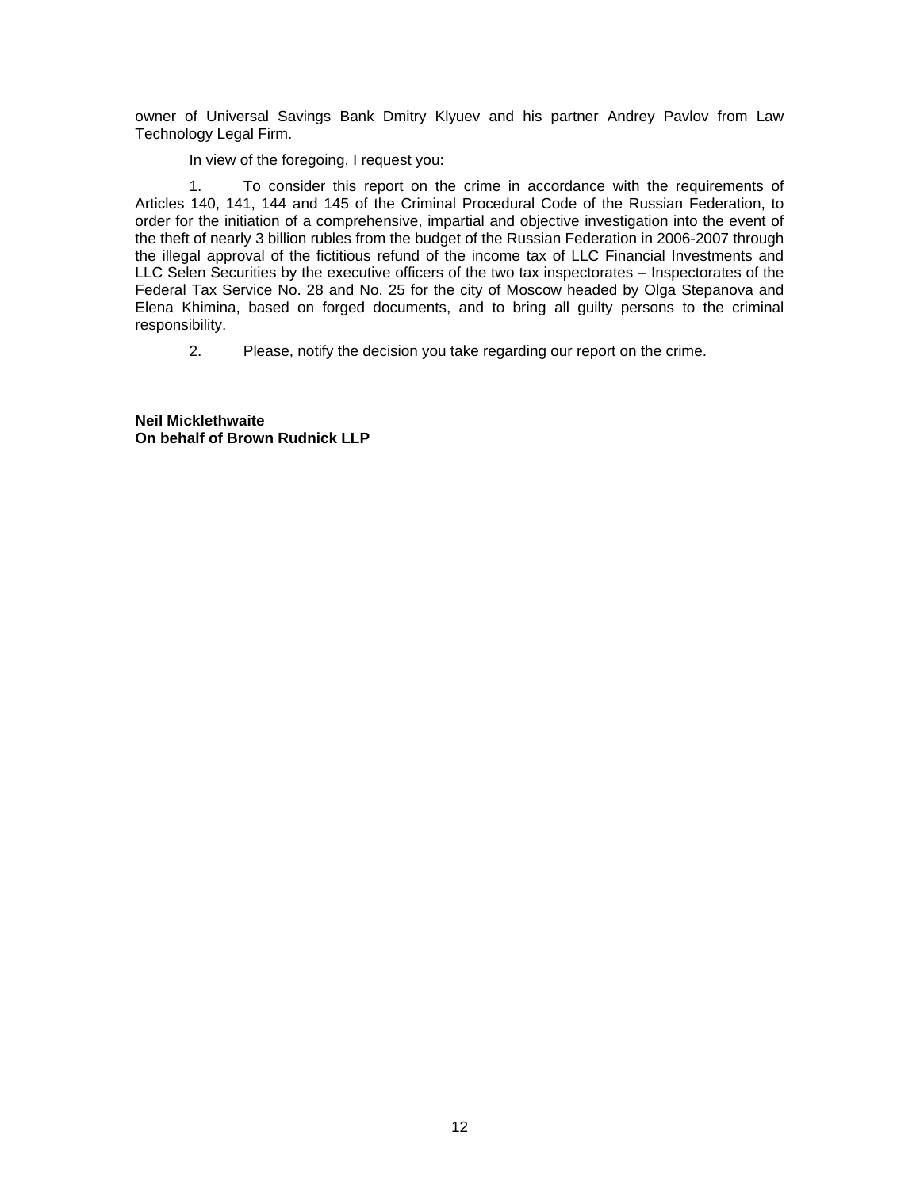owner of Universal Savings Bank Dmitry Klyuev and his partner Andrey Pavlov from Law Technology Legal Firm.

In view of the foregoing, I request you:

1. To consider this report on the crime in accordance with the requirements of Articles 140, 141, 144 and 145 of the Criminal Procedural Code of the Russian Federation, to order for the initiation of a comprehensive, impartial and objective investigation into the event of the theft of nearly 3 billion rubles from the budget of the Russian Federation in 2006-2007 through the illegal approval of the fictitious refund of the income tax of LLC Financial Investments and LLC Selen Securities by the executive officers of the two tax inspectorates – Inspectorates of the Federal Tax Service No. 28 and No. 25 for the city of Moscow headed by Olga Stepanova and Elena Khimina, based on forged documents, and to bring all guilty persons to the criminal responsibility.

2. Please, notify the decision you take regarding our report on the crime.

**Neil Micklethwaite**
**On behalf of Brown Rudnick LLP**